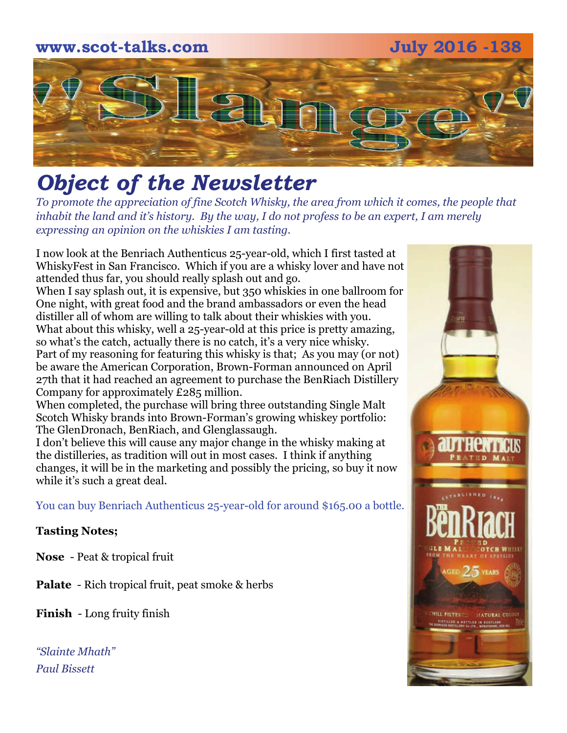www.scot-talks.com July 2016 -138

# "Slange"

## *Object of the Newsletter*

*To promote the appreciation of fine Scotch Whisky, the area from which it comes, the people that inhabit the land and it's history. By the way, I do not profess to be an expert, I am merely expressing an opinion on the whiskies I am tasting.*

I now look at the Benriach Authenticus 25-year-old, which I first tasted at WhiskyFest in San Francisco. Which if you are a whisky lover and have not attended thus far, you should really splash out and go.
When I say splash out, it is expensive, but 350 whiskies in one ballroom for One night, with great food and the brand ambassadors or even the head distiller all of whom are willing to talk about their whiskies with you.
What about this whisky, well a 25-year-old at this price is pretty amazing, so what's the catch, actually there is no catch, it's a very nice whisky.
Part of my reasoning for featuring this whisky is that; As you may (or not) be aware the American Corporation, Brown-Forman announced on April 27th that it had reached an agreement to purchase the BenRiach Distillery Company for approximately £285 million.
When completed, the purchase will bring three outstanding Single Malt Scotch Whisky brands into Brown-Forman's growing whiskey portfolio: The GlenDronach, BenRiach, and Glenglassaugh.
I don't believe this will cause any major change in the whisky making at the distilleries, as tradition will out in most cases. I think if anything changes, it will be in the marketing and possibly the pricing, so buy it now while it's such a great deal.

You can buy Benriach Authenticus 25-year-old for around $165.00 a bottle.

**Tasting Notes;**

**Nose** - Peat & tropical fruit

**Palate** - Rich tropical fruit, peat smoke & herbs

**Finish** - Long fruity finish

*"Slainte Mhath"*
*Paul Bissett*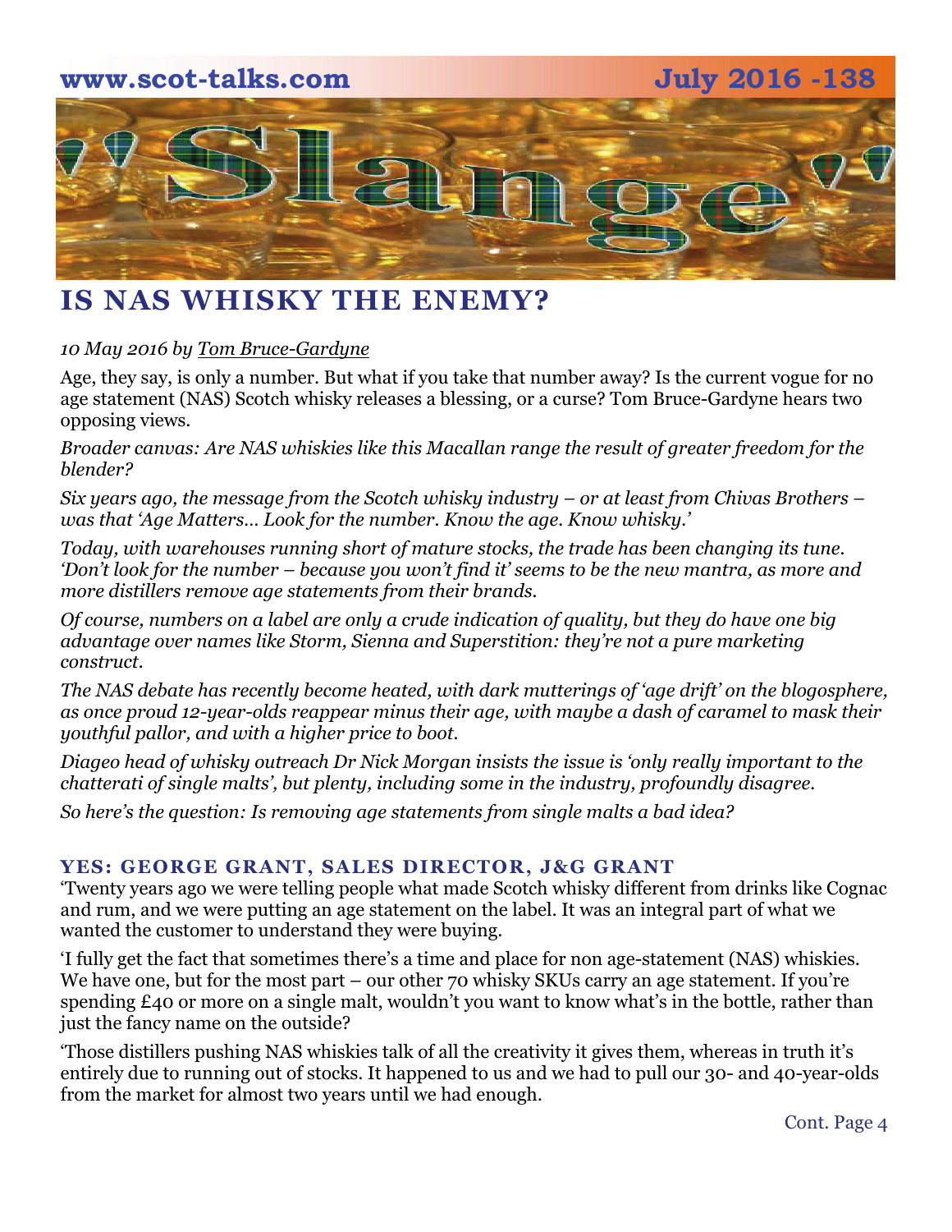# IS NAS WHISKY THE ENEMY?

*10 May 2016 by Tom Bruce-Gardyne*

Age, they say, is only a number. But what if you take that number away? Is the current vogue for no age statement (NAS) Scotch whisky releases a blessing, or a curse? Tom Bruce-Gardyne hears two opposing views.

*Broader canvas: Are NAS whiskies like this Macallan range the result of greater freedom for the blender?*

*Six years ago, the message from the Scotch whisky industry – or at least from Chivas Brothers – was that 'Age Matters… Look for the number. Know the age. Know whisky.'*

*Today, with warehouses running short of mature stocks, the trade has been changing its tune. 'Don't look for the number – because you won't find it' seems to be the new mantra, as more and more distillers remove age statements from their brands.*

*Of course, numbers on a label are only a crude indication of quality, but they do have one big advantage over names like Storm, Sienna and Superstition: they're not a pure marketing construct.*

*The NAS debate has recently become heated, with dark mutterings of 'age drift' on the blogosphere, as once proud 12-year-olds reappear minus their age, with maybe a dash of caramel to mask their youthful pallor, and with a higher price to boot.*

*Diageo head of whisky outreach Dr Nick Morgan insists the issue is 'only really important to the chatterati of single malts', but plenty, including some in the industry, profoundly disagree.*

*So here's the question: Is removing age statements from single malts a bad idea?*

### YES: GEORGE GRANT, SALES DIRECTOR, J&G GRANT

'Twenty years ago we were telling people what made Scotch whisky different from drinks like Cognac and rum, and we were putting an age statement on the label. It was an integral part of what we wanted the customer to understand they were buying.

'I fully get the fact that sometimes there's a time and place for non age-statement (NAS) whiskies. We have one, but for the most part – our other 70 whisky SKUs carry an age statement. If you're spending £40 or more on a single malt, wouldn't you want to know what's in the bottle, rather than just the fancy name on the outside?

'Those distillers pushing NAS whiskies talk of all the creativity it gives them, whereas in truth it's entirely due to running out of stocks. It happened to us and we had to pull our 30- and 40-year-olds from the market for almost two years until we had enough.

Cont. Page 4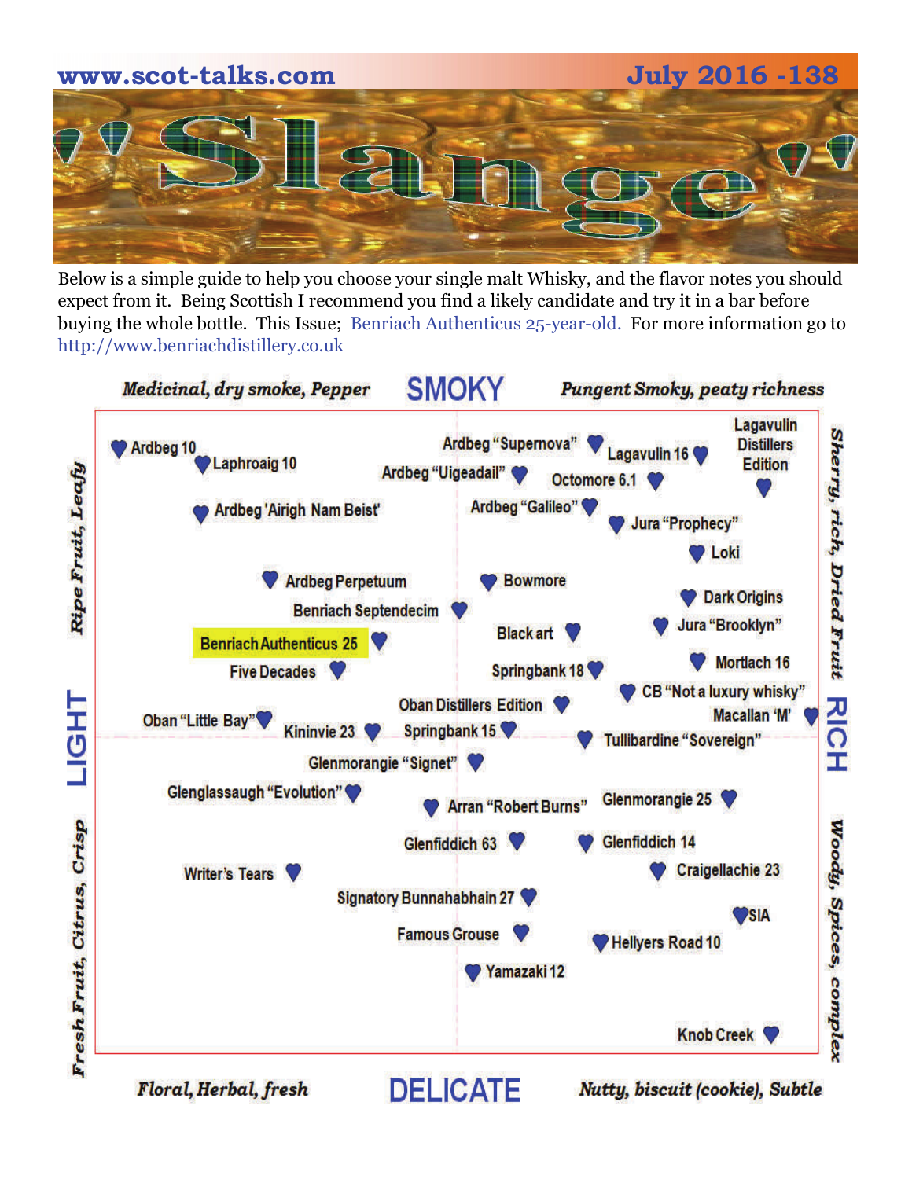# Slange

www.scot-talks.com

July 2016 -138

Below is a simple guide to help you choose your single malt Whisky, and the flavor notes you should expect from it. Being Scottish I recommend you find a likely candidate and try it in a bar before buying the whole bottle. This Issue; Benriach Authenticus 25-year-old. For more information go to http://www.benriachdistillery.co.uk

*Medicinal, dry smoke, Pepper* — **SMOKY** — *Pungent Smoky, peaty richness*

*Ripe Fruit, Leafy* — **LIGHT** — *Fresh Fruit, Citrus, Crisp*

*Sherry, rich, Dried Fruit* — **RICH** — *Woody, Spices, complex*

*Floral, Herbal, fresh* — **DELICATE** — *Nutty, biscuit (cookie), Subtle*

- Ardbeg 10
- Laphroaig 10
- Ardbeg "Supernova"
- Lagavulin 16
- Lagavulin Distillers Edition
- Ardbeg "Uigeadail"
- Octomore 6.1
- Ardbeg 'Airigh Nam Beist'
- Ardbeg "Galileo"
- Jura "Prophecy"
- Loki
- Ardbeg Perpetuum
- Bowmore
- Benriach Septendecim
- Dark Origins
- Jura "Brooklyn"
- Black art
- Benriach Authenticus 25
- Five Decades
- Springbank 18
- Mortlach 16
- CB "Not a luxury whisky"
- Oban Distillers Edition
- Macallan 'M'
- Oban "Little Bay"
- Kininvie 23
- Springbank 15
- Tullibardine "Sovereign"
- Glenmorangie "Signet"
- Glenglassaugh "Evolution"
- Arran "Robert Burns"
- Glenmorangie 25
- Glenfiddich 63
- Glenfiddich 14
- Writer's Tears
- Craigellachie 23
- Signatory Bunnahabhain 27
- SIA
- Famous Grouse
- Hellyers Road 10
- Yamazaki 12
- Knob Creek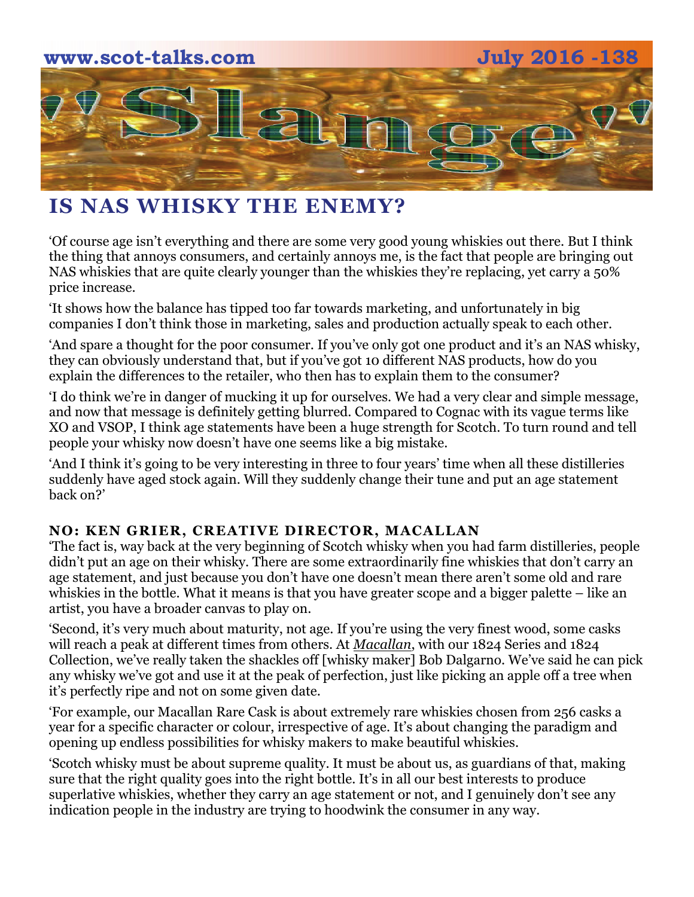## IS NAS WHISKY THE ENEMY?

'Of course age isn't everything and there are some very good young whiskies out there. But I think the thing that annoys consumers, and certainly annoys me, is the fact that people are bringing out NAS whiskies that are quite clearly younger than the whiskies they're replacing, yet carry a 50% price increase.

'It shows how the balance has tipped too far towards marketing, and unfortunately in big companies I don't think those in marketing, sales and production actually speak to each other.

'And spare a thought for the poor consumer. If you've only got one product and it's an NAS whisky, they can obviously understand that, but if you've got 10 different NAS products, how do you explain the differences to the retailer, who then has to explain them to the consumer?

'I do think we're in danger of mucking it up for ourselves. We had a very clear and simple message, and now that message is definitely getting blurred. Compared to Cognac with its vague terms like XO and VSOP, I think age statements have been a huge strength for Scotch. To turn round and tell people your whisky now doesn't have one seems like a big mistake.

'And I think it's going to be very interesting in three to four years' time when all these distilleries suddenly have aged stock again. Will they suddenly change their tune and put an age statement back on?'

**NO: KEN GRIER, CREATIVE DIRECTOR, MACALLAN**

'The fact is, way back at the very beginning of Scotch whisky when you had farm distilleries, people didn't put an age on their whisky. There are some extraordinarily fine whiskies that don't carry an age statement, and just because you don't have one doesn't mean there aren't some old and rare whiskies in the bottle. What it means is that you have greater scope and a bigger palette – like an artist, you have a broader canvas to play on.

'Second, it's very much about maturity, not age. If you're using the very finest wood, some casks will reach a peak at different times from others. At *Macallan*, with our 1824 Series and 1824 Collection, we've really taken the shackles off [whisky maker] Bob Dalgarno. We've said he can pick any whisky we've got and use it at the peak of perfection, just like picking an apple off a tree when it's perfectly ripe and not on some given date.

'For example, our Macallan Rare Cask is about extremely rare whiskies chosen from 256 casks a year for a specific character or colour, irrespective of age. It's about changing the paradigm and opening up endless possibilities for whisky makers to make beautiful whiskies.

'Scotch whisky must be about supreme quality. It must be about us, as guardians of that, making sure that the right quality goes into the right bottle. It's in all our best interests to produce superlative whiskies, whether they carry an age statement or not, and I genuinely don't see any indication people in the industry are trying to hoodwink the consumer in any way.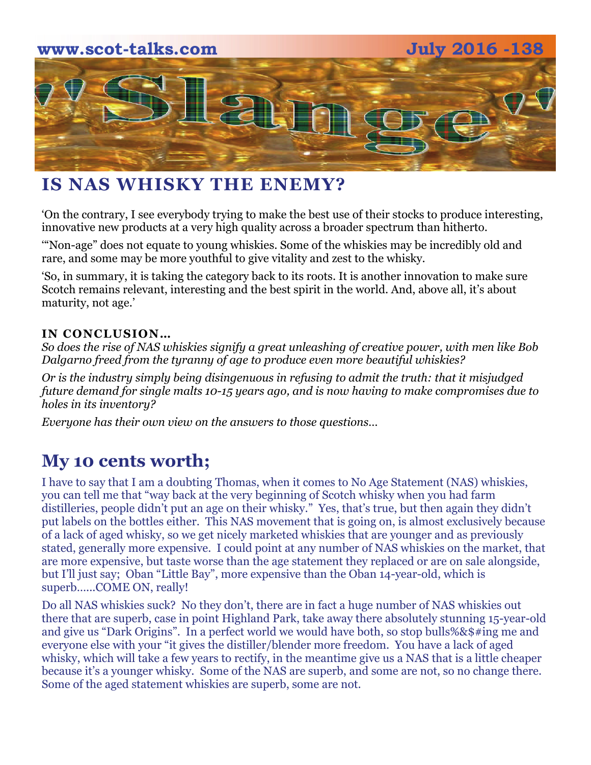## IS NAS WHISKY THE ENEMY?

'On the contrary, I see everybody trying to make the best use of their stocks to produce interesting, innovative new products at a very high quality across a broader spectrum than hitherto.

'"Non-age" does not equate to young whiskies. Some of the whiskies may be incredibly old and rare, and some may be more youthful to give vitality and zest to the whisky.

'So, in summary, it is taking the category back to its roots. It is another innovation to make sure Scotch remains relevant, interesting and the best spirit in the world. And, above all, it's about maturity, not age.'

**IN CONCLUSION…**

*So does the rise of NAS whiskies signify a great unleashing of creative power, with men like Bob Dalgarno freed from the tyranny of age to produce even more beautiful whiskies?*

*Or is the industry simply being disingenuous in refusing to admit the truth: that it misjudged future demand for single malts 10-15 years ago, and is now having to make compromises due to holes in its inventory?*

*Everyone has their own view on the answers to those questions…*

## My 10 cents worth;

I have to say that I am a doubting Thomas, when it comes to No Age Statement (NAS) whiskies, you can tell me that "way back at the very beginning of Scotch whisky when you had farm distilleries, people didn't put an age on their whisky." Yes, that's true, but then again they didn't put labels on the bottles either. This NAS movement that is going on, is almost exclusively because of a lack of aged whisky, so we get nicely marketed whiskies that are younger and as previously stated, generally more expensive. I could point at any number of NAS whiskies on the market, that are more expensive, but taste worse than the age statement they replaced or are on sale alongside, but I'll just say; Oban "Little Bay", more expensive than the Oban 14-year-old, which is superb……COME ON, really!

Do all NAS whiskies suck? No they don't, there are in fact a huge number of NAS whiskies out there that are superb, case in point Highland Park, take away there absolutely stunning 15-year-old and give us "Dark Origins". In a perfect world we would have both, so stop bulls%&$#ing me and everyone else with your "it gives the distiller/blender more freedom. You have a lack of aged whisky, which will take a few years to rectify, in the meantime give us a NAS that is a little cheaper because it's a younger whisky. Some of the NAS are superb, and some are not, so no change there. Some of the aged statement whiskies are superb, some are not.